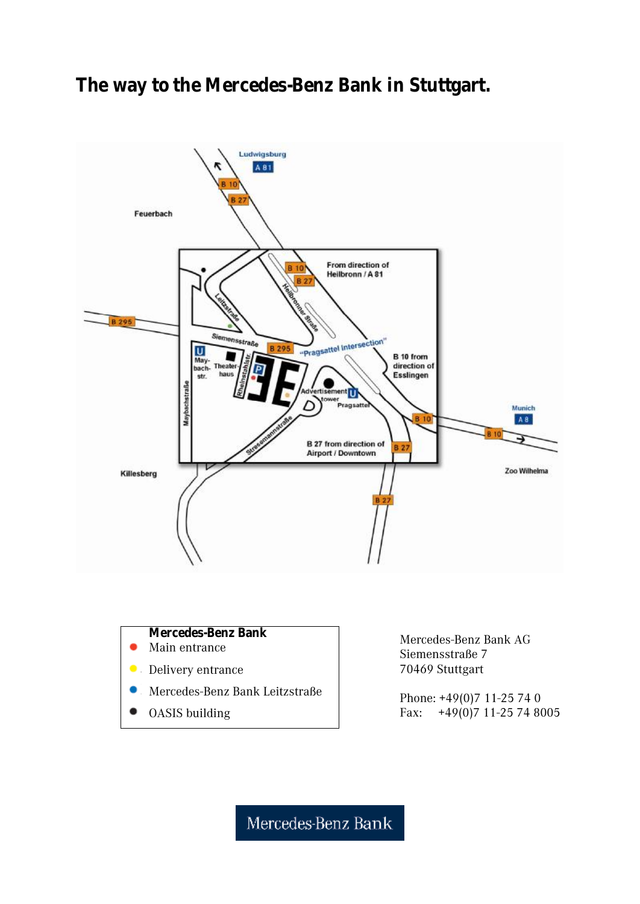# The way to the Mercedes-Benz Bank in Stuttgart.

Ludwigsburg
A 81
B 10
B 27
Feuerbach
B 10
B 27
From direction of Heilbronn / A 81
Leitzstraße
Heilbronner Straße
B 295
Siemensstraße
B 295
"Pragsattel intersection"
B 10 from direction of Esslingen
May-bach-str.
Theater-haus
Rheinstahlstr.
Maybachstraße
Advertisement tower
Pragsattel
Munich
A 8
B 10
B 10
Stresemannstraße
B 27 from direction of Airport / Downtown
B 27
Killesberg
Zoo Wilhelma
B 27

**Mercedes-Benz Bank**

- Main entrance
- Delivery entrance
- Mercedes-Benz Bank Leitzstraße
- OASIS building

Mercedes-Benz Bank AG
Siemensstraße 7
70469 Stuttgart

Phone: +49(0)7 11-25 74 0
Fax: +49(0)7 11-25 74 8005

Mercedes-Benz Bank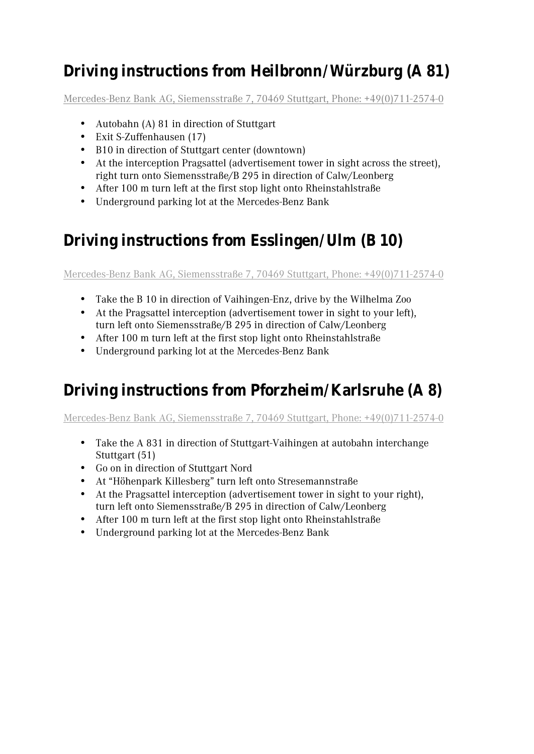## Driving instructions from Heilbronn/Würzburg (A 81)

Mercedes-Benz Bank AG, Siemensstraße 7, 70469 Stuttgart, Phone: +49(0)711-2574-0

- Autobahn (A) 81 in direction of Stuttgart
- Exit S-Zuffenhausen (17)
- B10 in direction of Stuttgart center (downtown)
- At the interception Pragsattel (advertisement tower in sight across the street), right turn onto Siemensstraße/B 295 in direction of Calw/Leonberg
- After 100 m turn left at the first stop light onto Rheinstahlstraße
- Underground parking lot at the Mercedes-Benz Bank

## Driving instructions from Esslingen/Ulm (B 10)

Mercedes-Benz Bank AG, Siemensstraße 7, 70469 Stuttgart, Phone: +49(0)711-2574-0

- Take the B 10 in direction of Vaihingen-Enz, drive by the Wilhelma Zoo
- At the Pragsattel interception (advertisement tower in sight to your left), turn left onto Siemensstraße/B 295 in direction of Calw/Leonberg
- After 100 m turn left at the first stop light onto Rheinstahlstraße
- Underground parking lot at the Mercedes-Benz Bank

## Driving instructions from Pforzheim/Karlsruhe (A 8)

Mercedes-Benz Bank AG, Siemensstraße 7, 70469 Stuttgart, Phone: +49(0)711-2574-0

- Take the A 831 in direction of Stuttgart-Vaihingen at autobahn interchange Stuttgart (51)
- Go on in direction of Stuttgart Nord
- At "Höhenpark Killesberg" turn left onto Stresemannstraße
- At the Pragsattel interception (advertisement tower in sight to your right), turn left onto Siemensstraße/B 295 in direction of Calw/Leonberg
- After 100 m turn left at the first stop light onto Rheinstahlstraße
- Underground parking lot at the Mercedes-Benz Bank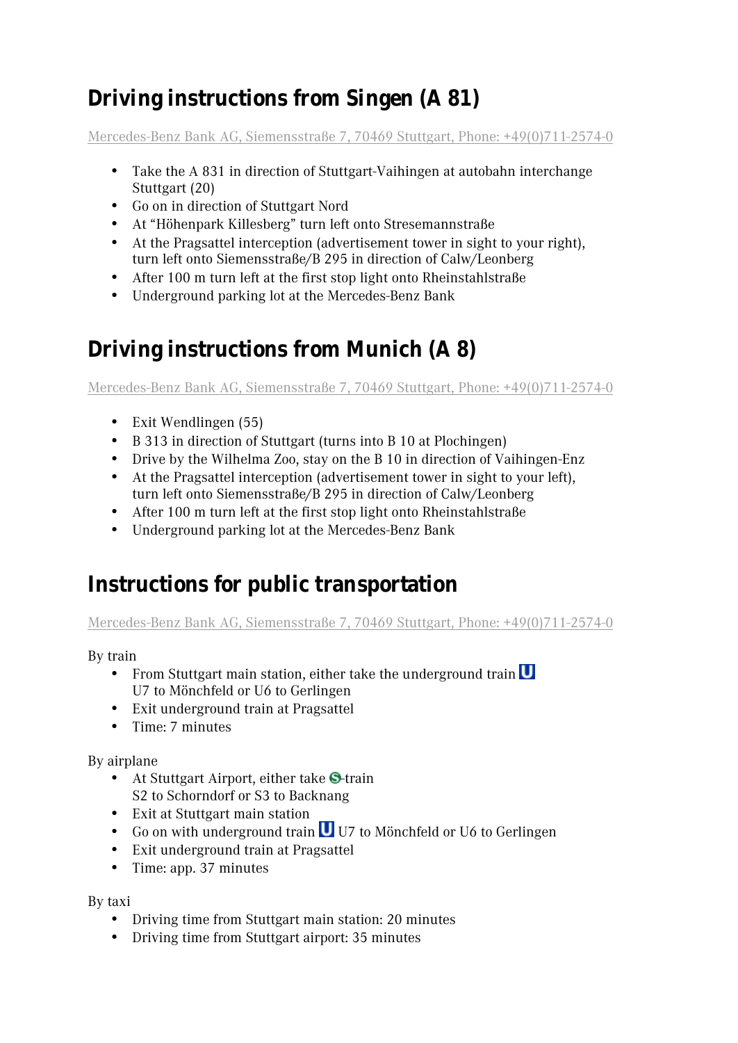## Driving instructions from Singen (A 81)

Mercedes-Benz Bank AG, Siemensstraße 7, 70469 Stuttgart, Phone: +49(0)711-2574-0

- Take the A 831 in direction of Stuttgart-Vaihingen at autobahn interchange Stuttgart (20)
- Go on in direction of Stuttgart Nord
- At “Höhenpark Killesberg” turn left onto Stresemannstraße
- At the Pragsattel interception (advertisement tower in sight to your right), turn left onto Siemensstraße/B 295 in direction of Calw/Leonberg
- After 100 m turn left at the first stop light onto Rheinstahlstraße
- Underground parking lot at the Mercedes-Benz Bank

## Driving instructions from Munich (A 8)

Mercedes-Benz Bank AG, Siemensstraße 7, 70469 Stuttgart, Phone: +49(0)711-2574-0

- Exit Wendlingen (55)
- B 313 in direction of Stuttgart (turns into B 10 at Plochingen)
- Drive by the Wilhelma Zoo, stay on the B 10 in direction of Vaihingen-Enz
- At the Pragsattel interception (advertisement tower in sight to your left), turn left onto Siemensstraße/B 295 in direction of Calw/Leonberg
- After 100 m turn left at the first stop light onto Rheinstahlstraße
- Underground parking lot at the Mercedes-Benz Bank

## Instructions for public transportation

Mercedes-Benz Bank AG, Siemensstraße 7, 70469 Stuttgart, Phone: +49(0)711-2574-0

By train

- From Stuttgart main station, either take the underground train U U7 to Mönchfeld or U6 to Gerlingen
- Exit underground train at Pragsattel
- Time: 7 minutes

By airplane

- At Stuttgart Airport, either take S-train S2 to Schorndorf or S3 to Backnang
- Exit at Stuttgart main station
- Go on with underground train U U7 to Mönchfeld or U6 to Gerlingen
- Exit underground train at Pragsattel
- Time: app. 37 minutes

By taxi

- Driving time from Stuttgart main station: 20 minutes
- Driving time from Stuttgart airport: 35 minutes